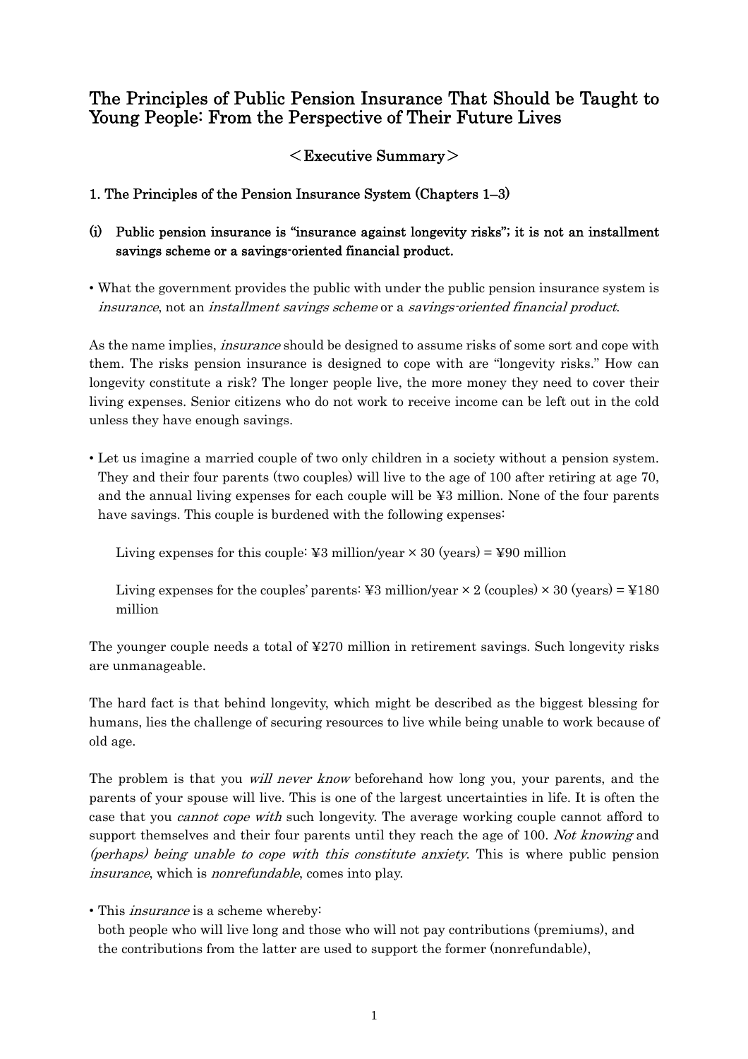# The Principles of Public Pension Insurance That Should be Taught to Young People: From the Perspective of Their Future Lives

## ＜Executive Summary＞

### 1. The Principles of the Pension Insurance System (Chapters 1–3)

**(i) Public pension insurance is "insurance against longevity risks"; it is not an installment savings scheme or a savings-oriented financial product.**

• What the government provides the public with under the public pension insurance system is *insurance*, not an *installment savings scheme* or a *savings-oriented financial product*.

As the name implies, *insurance* should be designed to assume risks of some sort and cope with them. The risks pension insurance is designed to cope with are "longevity risks." How can longevity constitute a risk? The longer people live, the more money they need to cover their living expenses. Senior citizens who do not work to receive income can be left out in the cold unless they have enough savings.

• Let us imagine a married couple of two only children in a society without a pension system. They and their four parents (two couples) will live to the age of 100 after retiring at age 70, and the annual living expenses for each couple will be ¥3 million. None of the four parents have savings. This couple is burdened with the following expenses:

Living expenses for this couple: ¥3 million/year × 30 (years) = ¥90 million

Living expenses for the couples' parents: ¥3 million/year × 2 (couples) × 30 (years) = ¥180 million

The younger couple needs a total of ¥270 million in retirement savings. Such longevity risks are unmanageable.

The hard fact is that behind longevity, which might be described as the biggest blessing for humans, lies the challenge of securing resources to live while being unable to work because of old age.

The problem is that you *will never know* beforehand how long you, your parents, and the parents of your spouse will live. This is one of the largest uncertainties in life. It is often the case that you *cannot cope with* such longevity. The average working couple cannot afford to support themselves and their four parents until they reach the age of 100. *Not knowing* and *(perhaps) being unable to cope with this constitute anxiety*. This is where public pension *insurance*, which is *nonrefundable*, comes into play.

• This *insurance* is a scheme whereby:
both people who will live long and those who will not pay contributions (premiums), and the contributions from the latter are used to support the former (nonrefundable),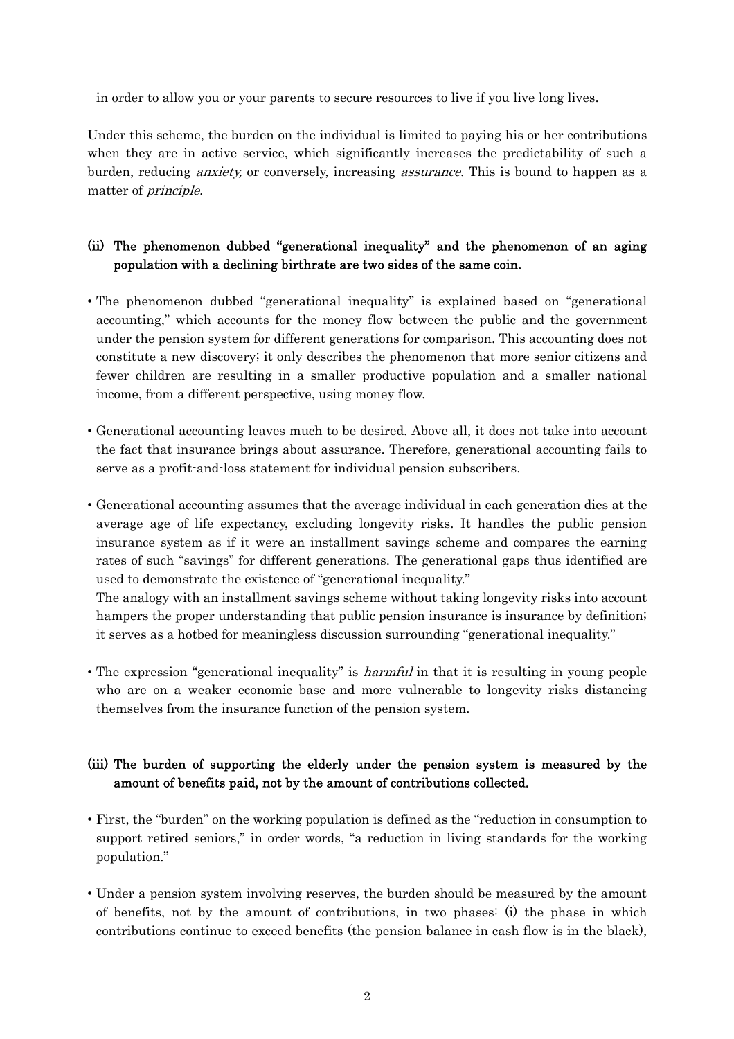in order to allow you or your parents to secure resources to live if you live long lives.

Under this scheme, the burden on the individual is limited to paying his or her contributions when they are in active service, which significantly increases the predictability of such a burden, reducing *anxiety,* or conversely, increasing *assurance*. This is bound to happen as a matter of *principle*.

### (ii) The phenomenon dubbed "generational inequality" and the phenomenon of an aging population with a declining birthrate are two sides of the same coin.

- The phenomenon dubbed "generational inequality" is explained based on "generational accounting," which accounts for the money flow between the public and the government under the pension system for different generations for comparison. This accounting does not constitute a new discovery; it only describes the phenomenon that more senior citizens and fewer children are resulting in a smaller productive population and a smaller national income, from a different perspective, using money flow.

- Generational accounting leaves much to be desired. Above all, it does not take into account the fact that insurance brings about assurance. Therefore, generational accounting fails to serve as a profit-and-loss statement for individual pension subscribers.

- Generational accounting assumes that the average individual in each generation dies at the average age of life expectancy, excluding longevity risks. It handles the public pension insurance system as if it were an installment savings scheme and compares the earning rates of such "savings" for different generations. The generational gaps thus identified are used to demonstrate the existence of "generational inequality."
  The analogy with an installment savings scheme without taking longevity risks into account hampers the proper understanding that public pension insurance is insurance by definition; it serves as a hotbed for meaningless discussion surrounding "generational inequality."

- The expression "generational inequality" is *harmful* in that it is resulting in young people who are on a weaker economic base and more vulnerable to longevity risks distancing themselves from the insurance function of the pension system.

### (iii) The burden of supporting the elderly under the pension system is measured by the amount of benefits paid, not by the amount of contributions collected.

- First, the "burden" on the working population is defined as the "reduction in consumption to support retired seniors," in order words, "a reduction in living standards for the working population."

- Under a pension system involving reserves, the burden should be measured by the amount of benefits, not by the amount of contributions, in two phases: (i) the phase in which contributions continue to exceed benefits (the pension balance in cash flow is in the black),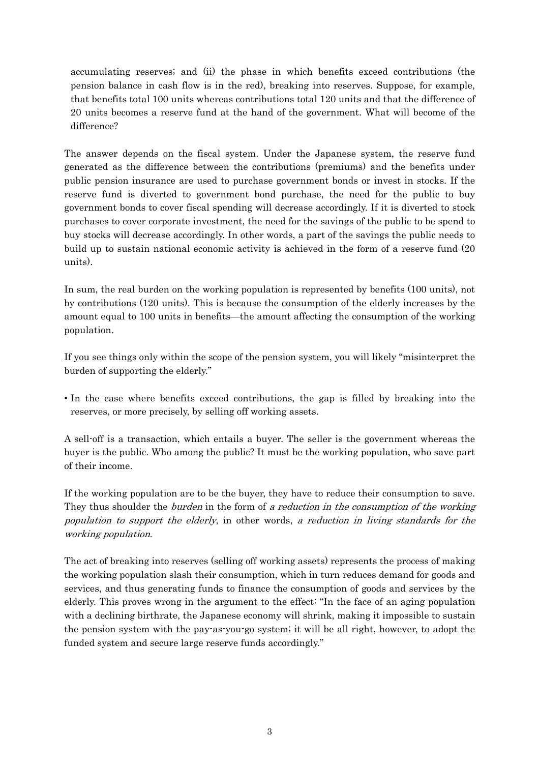accumulating reserves; and (ii) the phase in which benefits exceed contributions (the pension balance in cash flow is in the red), breaking into reserves. Suppose, for example, that benefits total 100 units whereas contributions total 120 units and that the difference of 20 units becomes a reserve fund at the hand of the government. What will become of the difference?

The answer depends on the fiscal system. Under the Japanese system, the reserve fund generated as the difference between the contributions (premiums) and the benefits under public pension insurance are used to purchase government bonds or invest in stocks. If the reserve fund is diverted to government bond purchase, the need for the public to buy government bonds to cover fiscal spending will decrease accordingly. If it is diverted to stock purchases to cover corporate investment, the need for the savings of the public to be spend to buy stocks will decrease accordingly. In other words, a part of the savings the public needs to build up to sustain national economic activity is achieved in the form of a reserve fund (20 units).

In sum, the real burden on the working population is represented by benefits (100 units), not by contributions (120 units). This is because the consumption of the elderly increases by the amount equal to 100 units in benefits—the amount affecting the consumption of the working population.

If you see things only within the scope of the pension system, you will likely "misinterpret the burden of supporting the elderly."

- In the case where benefits exceed contributions, the gap is filled by breaking into the reserves, or more precisely, by selling off working assets.

A sell-off is a transaction, which entails a buyer. The seller is the government whereas the buyer is the public. Who among the public? It must be the working population, who save part of their income.

If the working population are to be the buyer, they have to reduce their consumption to save. They thus shoulder the *burden* in the form of *a reduction in the consumption of the working population to support the elderly*, in other words, *a reduction in living standards for the working population*.

The act of breaking into reserves (selling off working assets) represents the process of making the working population slash their consumption, which in turn reduces demand for goods and services, and thus generating funds to finance the consumption of goods and services by the elderly. This proves wrong in the argument to the effect: "In the face of an aging population with a declining birthrate, the Japanese economy will shrink, making it impossible to sustain the pension system with the pay-as-you-go system; it will be all right, however, to adopt the funded system and secure large reserve funds accordingly."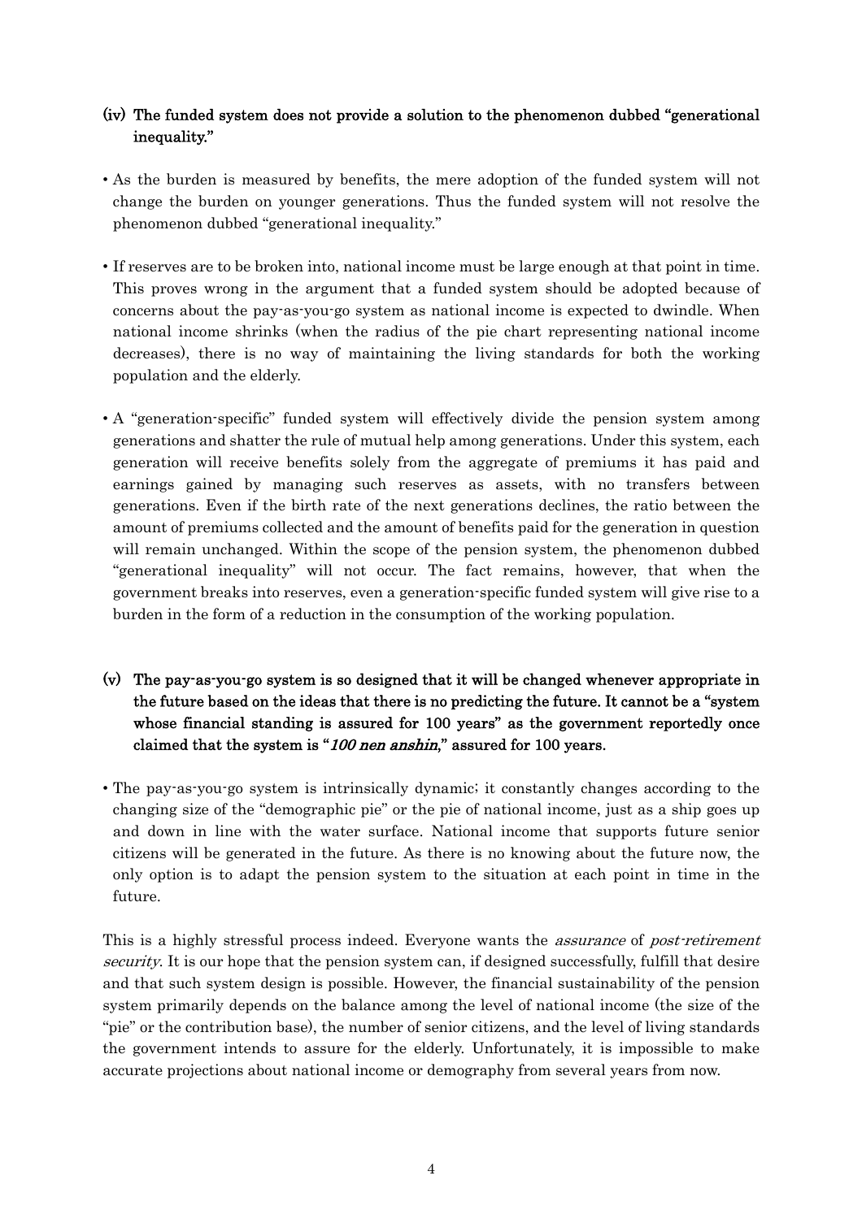### (iv) The funded system does not provide a solution to the phenomenon dubbed "generational inequality."

- As the burden is measured by benefits, the mere adoption of the funded system will not change the burden on younger generations. Thus the funded system will not resolve the phenomenon dubbed "generational inequality."

- If reserves are to be broken into, national income must be large enough at that point in time. This proves wrong in the argument that a funded system should be adopted because of concerns about the pay-as-you-go system as national income is expected to dwindle. When national income shrinks (when the radius of the pie chart representing national income decreases), there is no way of maintaining the living standards for both the working population and the elderly.

- A "generation-specific" funded system will effectively divide the pension system among generations and shatter the rule of mutual help among generations. Under this system, each generation will receive benefits solely from the aggregate of premiums it has paid and earnings gained by managing such reserves as assets, with no transfers between generations. Even if the birth rate of the next generations declines, the ratio between the amount of premiums collected and the amount of benefits paid for the generation in question will remain unchanged. Within the scope of the pension system, the phenomenon dubbed "generational inequality" will not occur. The fact remains, however, that when the government breaks into reserves, even a generation-specific funded system will give rise to a burden in the form of a reduction in the consumption of the working population.

### (v) The pay-as-you-go system is so designed that it will be changed whenever appropriate in the future based on the ideas that there is no predicting the future. It cannot be a "system whose financial standing is assured for 100 years" as the government reportedly once claimed that the system is "*100 nen anshin*," assured for 100 years.

- The pay-as-you-go system is intrinsically dynamic; it constantly changes according to the changing size of the "demographic pie" or the pie of national income, just as a ship goes up and down in line with the water surface. National income that supports future senior citizens will be generated in the future. As there is no knowing about the future now, the only option is to adapt the pension system to the situation at each point in time in the future.

This is a highly stressful process indeed. Everyone wants the *assurance* of *post-retirement security*. It is our hope that the pension system can, if designed successfully, fulfill that desire and that such system design is possible. However, the financial sustainability of the pension system primarily depends on the balance among the level of national income (the size of the "pie" or the contribution base), the number of senior citizens, and the level of living standards the government intends to assure for the elderly. Unfortunately, it is impossible to make accurate projections about national income or demography from several years from now.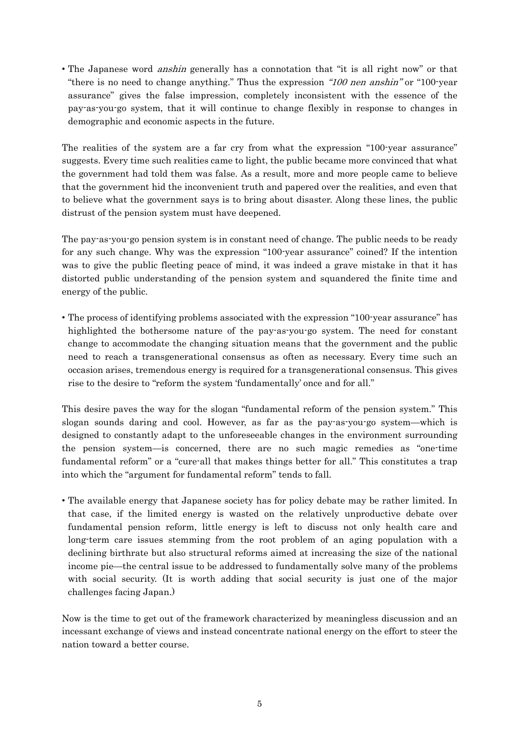- The Japanese word *anshin* generally has a connotation that "it is all right now" or that "there is no need to change anything." Thus the expression *"100 nen anshin"* or "100-year assurance" gives the false impression, completely inconsistent with the essence of the pay-as-you-go system, that it will continue to change flexibly in response to changes in demographic and economic aspects in the future.

The realities of the system are a far cry from what the expression "100-year assurance" suggests. Every time such realities came to light, the public became more convinced that what the government had told them was false. As a result, more and more people came to believe that the government hid the inconvenient truth and papered over the realities, and even that to believe what the government says is to bring about disaster. Along these lines, the public distrust of the pension system must have deepened.

The pay-as-you-go pension system is in constant need of change. The public needs to be ready for any such change. Why was the expression "100-year assurance" coined? If the intention was to give the public fleeting peace of mind, it was indeed a grave mistake in that it has distorted public understanding of the pension system and squandered the finite time and energy of the public.

- The process of identifying problems associated with the expression "100-year assurance" has highlighted the bothersome nature of the pay-as-you-go system. The need for constant change to accommodate the changing situation means that the government and the public need to reach a transgenerational consensus as often as necessary. Every time such an occasion arises, tremendous energy is required for a transgenerational consensus. This gives rise to the desire to "reform the system 'fundamentally' once and for all."

This desire paves the way for the slogan "fundamental reform of the pension system." This slogan sounds daring and cool. However, as far as the pay-as-you-go system—which is designed to constantly adapt to the unforeseeable changes in the environment surrounding the pension system—is concerned, there are no such magic remedies as "one-time fundamental reform" or a "cure-all that makes things better for all." This constitutes a trap into which the "argument for fundamental reform" tends to fall.

- The available energy that Japanese society has for policy debate may be rather limited. In that case, if the limited energy is wasted on the relatively unproductive debate over fundamental pension reform, little energy is left to discuss not only health care and long-term care issues stemming from the root problem of an aging population with a declining birthrate but also structural reforms aimed at increasing the size of the national income pie—the central issue to be addressed to fundamentally solve many of the problems with social security. (It is worth adding that social security is just one of the major challenges facing Japan.)

Now is the time to get out of the framework characterized by meaningless discussion and an incessant exchange of views and instead concentrate national energy on the effort to steer the nation toward a better course.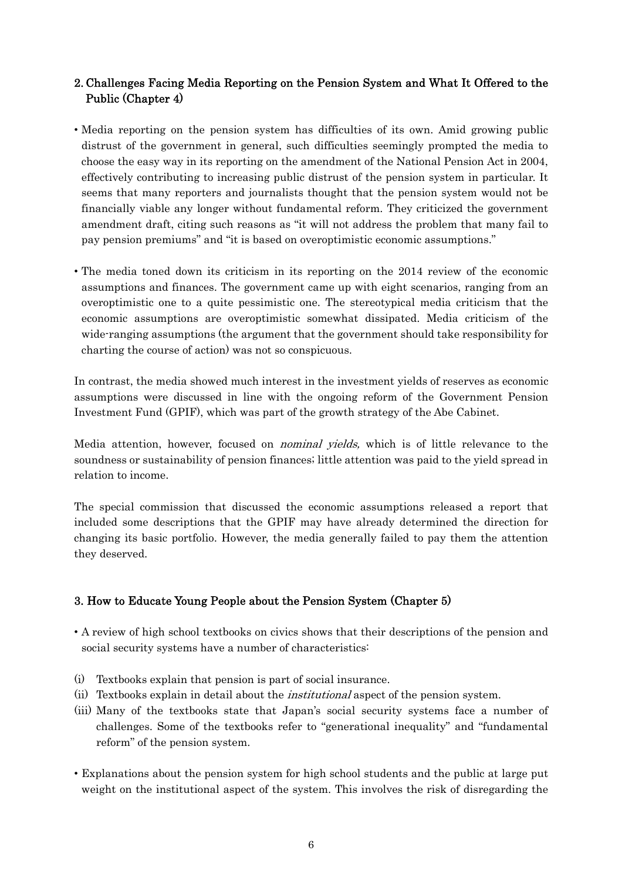## 2. Challenges Facing Media Reporting on the Pension System and What It Offered to the Public (Chapter 4)

- Media reporting on the pension system has difficulties of its own. Amid growing public distrust of the government in general, such difficulties seemingly prompted the media to choose the easy way in its reporting on the amendment of the National Pension Act in 2004, effectively contributing to increasing public distrust of the pension system in particular. It seems that many reporters and journalists thought that the pension system would not be financially viable any longer without fundamental reform. They criticized the government amendment draft, citing such reasons as "it will not address the problem that many fail to pay pension premiums" and "it is based on overoptimistic economic assumptions."

- The media toned down its criticism in its reporting on the 2014 review of the economic assumptions and finances. The government came up with eight scenarios, ranging from an overoptimistic one to a quite pessimistic one. The stereotypical media criticism that the economic assumptions are overoptimistic somewhat dissipated. Media criticism of the wide-ranging assumptions (the argument that the government should take responsibility for charting the course of action) was not so conspicuous.

In contrast, the media showed much interest in the investment yields of reserves as economic assumptions were discussed in line with the ongoing reform of the Government Pension Investment Fund (GPIF), which was part of the growth strategy of the Abe Cabinet.

Media attention, however, focused on *nominal yields,* which is of little relevance to the soundness or sustainability of pension finances; little attention was paid to the yield spread in relation to income.

The special commission that discussed the economic assumptions released a report that included some descriptions that the GPIF may have already determined the direction for changing its basic portfolio. However, the media generally failed to pay them the attention they deserved.

## 3. How to Educate Young People about the Pension System (Chapter 5)

- A review of high school textbooks on civics shows that their descriptions of the pension and social security systems have a number of characteristics:

(i) Textbooks explain that pension is part of social insurance.
(ii) Textbooks explain in detail about the *institutional* aspect of the pension system.
(iii) Many of the textbooks state that Japan's social security systems face a number of challenges. Some of the textbooks refer to "generational inequality" and "fundamental reform" of the pension system.

- Explanations about the pension system for high school students and the public at large put weight on the institutional aspect of the system. This involves the risk of disregarding the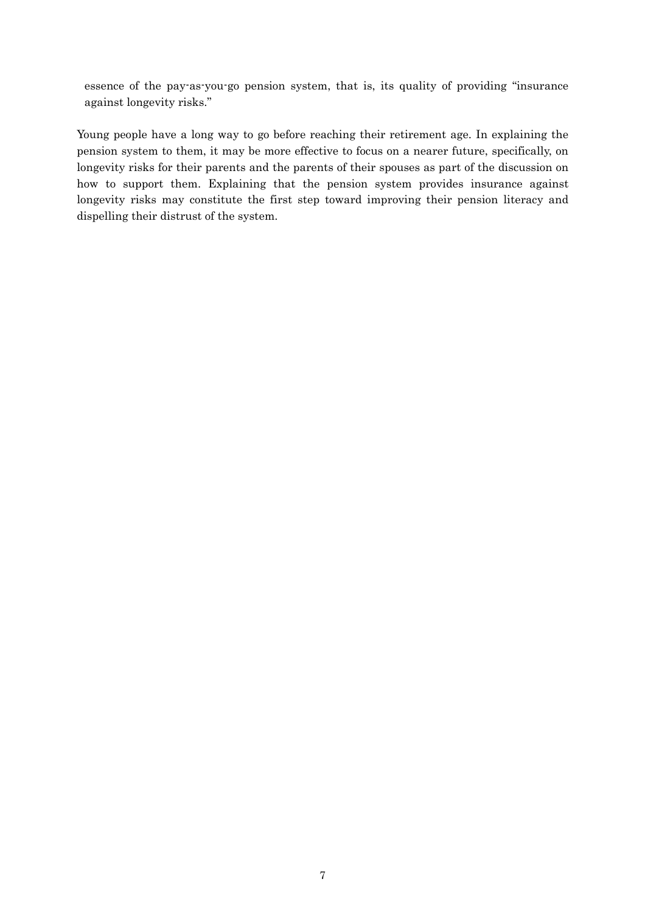essence of the pay-as-you-go pension system, that is, its quality of providing "insurance against longevity risks."

Young people have a long way to go before reaching their retirement age. In explaining the pension system to them, it may be more effective to focus on a nearer future, specifically, on longevity risks for their parents and the parents of their spouses as part of the discussion on how to support them. Explaining that the pension system provides insurance against longevity risks may constitute the first step toward improving their pension literacy and dispelling their distrust of the system.